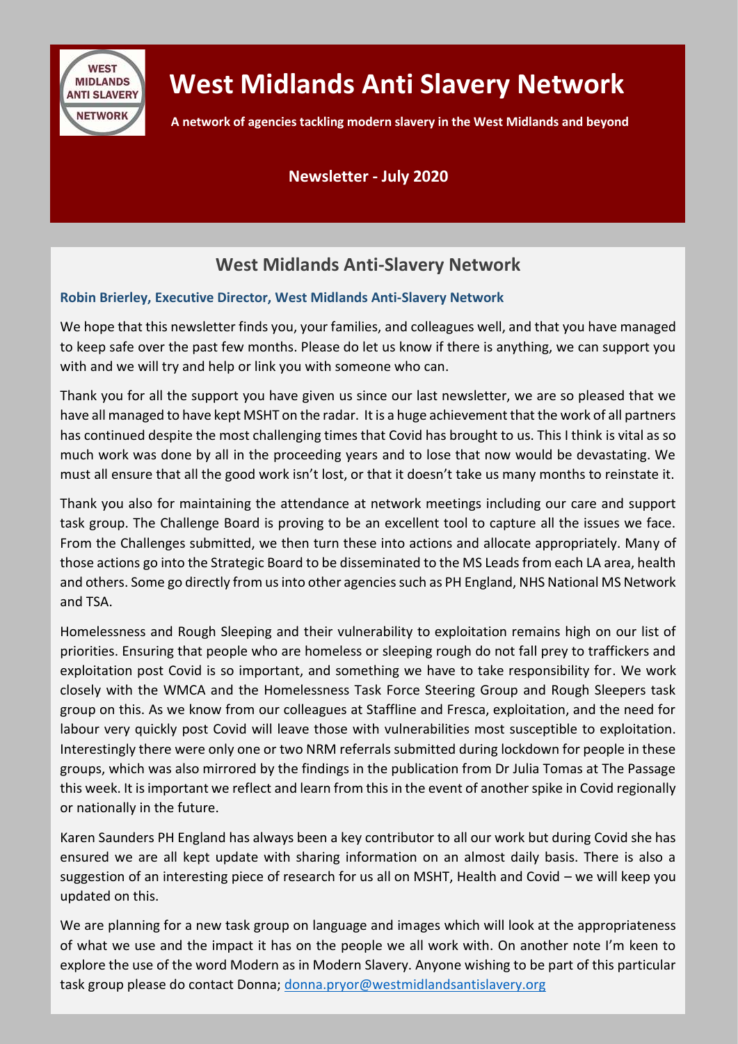# West Midlands Anti Slavery Network

**A network of agencies tackling modern slavery in the West Midlands and beyond**

**Newsletter - July 2020**

## West Midlands Anti-Slavery Network

**Robin Brierley, Executive Director, West Midlands Anti-Slavery Network**

We hope that this newsletter finds you, your families, and colleagues well, and that you have managed to keep safe over the past few months. Please do let us know if there is anything, we can support you with and we will try and help or link you with someone who can.

Thank you for all the support you have given us since our last newsletter, we are so pleased that we have all managed to have kept MSHT on the radar. It is a huge achievement that the work of all partners has continued despite the most challenging times that Covid has brought to us. This I think is vital as so much work was done by all in the proceeding years and to lose that now would be devastating. We must all ensure that all the good work isn't lost, or that it doesn't take us many months to reinstate it.

Thank you also for maintaining the attendance at network meetings including our care and support task group. The Challenge Board is proving to be an excellent tool to capture all the issues we face. From the Challenges submitted, we then turn these into actions and allocate appropriately. Many of those actions go into the Strategic Board to be disseminated to the MS Leads from each LA area, health and others. Some go directly from us into other agencies such as PH England, NHS National MS Network and TSA.

Homelessness and Rough Sleeping and their vulnerability to exploitation remains high on our list of priorities. Ensuring that people who are homeless or sleeping rough do not fall prey to traffickers and exploitation post Covid is so important, and something we have to take responsibility for. We work closely with the WMCA and the Homelessness Task Force Steering Group and Rough Sleepers task group on this. As we know from our colleagues at Staffline and Fresca, exploitation, and the need for labour very quickly post Covid will leave those with vulnerabilities most susceptible to exploitation. Interestingly there were only one or two NRM referrals submitted during lockdown for people in these groups, which was also mirrored by the findings in the publication from Dr Julia Tomas at The Passage this week. It is important we reflect and learn from this in the event of another spike in Covid regionally or nationally in the future.

Karen Saunders PH England has always been a key contributor to all our work but during Covid she has ensured we are all kept update with sharing information on an almost daily basis. There is also a suggestion of an interesting piece of research for us all on MSHT, Health and Covid – we will keep you updated on this.

We are planning for a new task group on language and images which will look at the appropriateness of what we use and the impact it has on the people we all work with. On another note I'm keen to explore the use of the word Modern as in Modern Slavery. Anyone wishing to be part of this particular task group please do contact Donna; donna.pryor@westmidlandsantislavery.org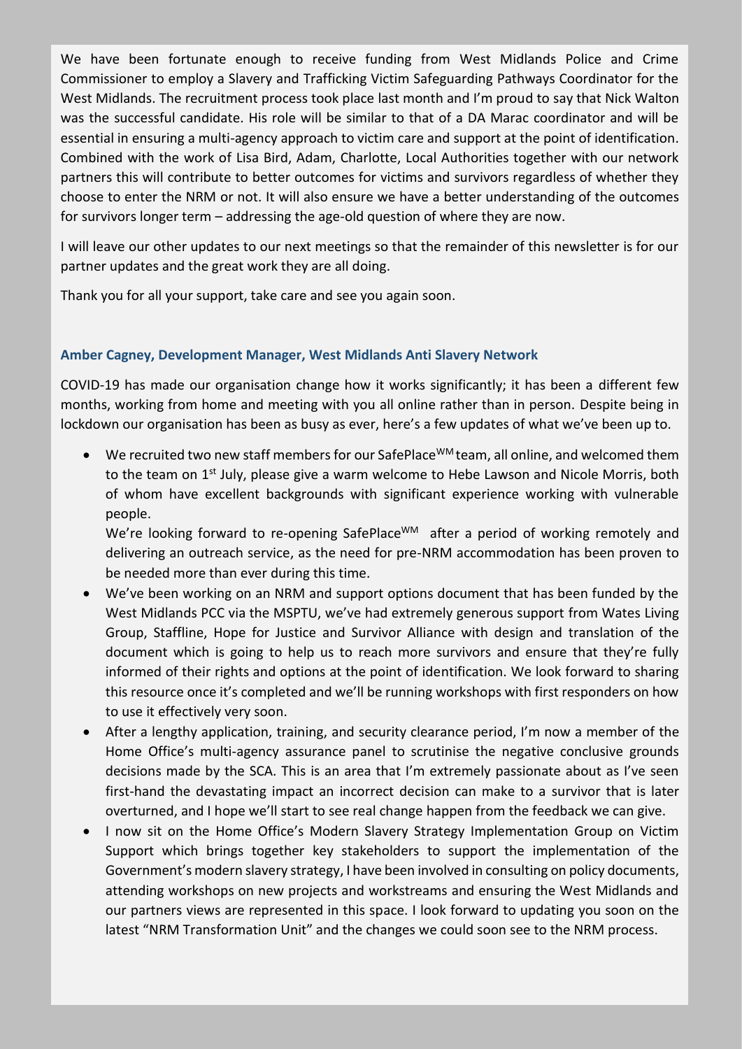We have been fortunate enough to receive funding from West Midlands Police and Crime Commissioner to employ a Slavery and Trafficking Victim Safeguarding Pathways Coordinator for the West Midlands. The recruitment process took place last month and I'm proud to say that Nick Walton was the successful candidate. His role will be similar to that of a DA Marac coordinator and will be essential in ensuring a multi-agency approach to victim care and support at the point of identification. Combined with the work of Lisa Bird, Adam, Charlotte, Local Authorities together with our network partners this will contribute to better outcomes for victims and survivors regardless of whether they choose to enter the NRM or not. It will also ensure we have a better understanding of the outcomes for survivors longer term – addressing the age-old question of where they are now.

I will leave our other updates to our next meetings so that the remainder of this newsletter is for our partner updates and the great work they are all doing.

Thank you for all your support, take care and see you again soon.

### Amber Cagney, Development Manager, West Midlands Anti Slavery Network

COVID-19 has made our organisation change how it works significantly; it has been a different few months, working from home and meeting with you all online rather than in person. Despite being in lockdown our organisation has been as busy as ever, here's a few updates of what we've been up to.

- We recruited two new staff members for our SafePlace[WM] team, all online, and welcomed them to the team on 1st July, please give a warm welcome to Hebe Lawson and Nicole Morris, both of whom have excellent backgrounds with significant experience working with vulnerable people.
  We're looking forward to re-opening SafePlace[WM] after a period of working remotely and delivering an outreach service, as the need for pre-NRM accommodation has been proven to be needed more than ever during this time.
- We've been working on an NRM and support options document that has been funded by the West Midlands PCC via the MSPTU, we've had extremely generous support from Wates Living Group, Staffline, Hope for Justice and Survivor Alliance with design and translation of the document which is going to help us to reach more survivors and ensure that they're fully informed of their rights and options at the point of identification. We look forward to sharing this resource once it's completed and we'll be running workshops with first responders on how to use it effectively very soon.
- After a lengthy application, training, and security clearance period, I'm now a member of the Home Office's multi-agency assurance panel to scrutinise the negative conclusive grounds decisions made by the SCA. This is an area that I'm extremely passionate about as I've seen first-hand the devastating impact an incorrect decision can make to a survivor that is later overturned, and I hope we'll start to see real change happen from the feedback we can give.
- I now sit on the Home Office's Modern Slavery Strategy Implementation Group on Victim Support which brings together key stakeholders to support the implementation of the Government's modern slavery strategy, I have been involved in consulting on policy documents, attending workshops on new projects and workstreams and ensuring the West Midlands and our partners views are represented in this space. I look forward to updating you soon on the latest "NRM Transformation Unit" and the changes we could soon see to the NRM process.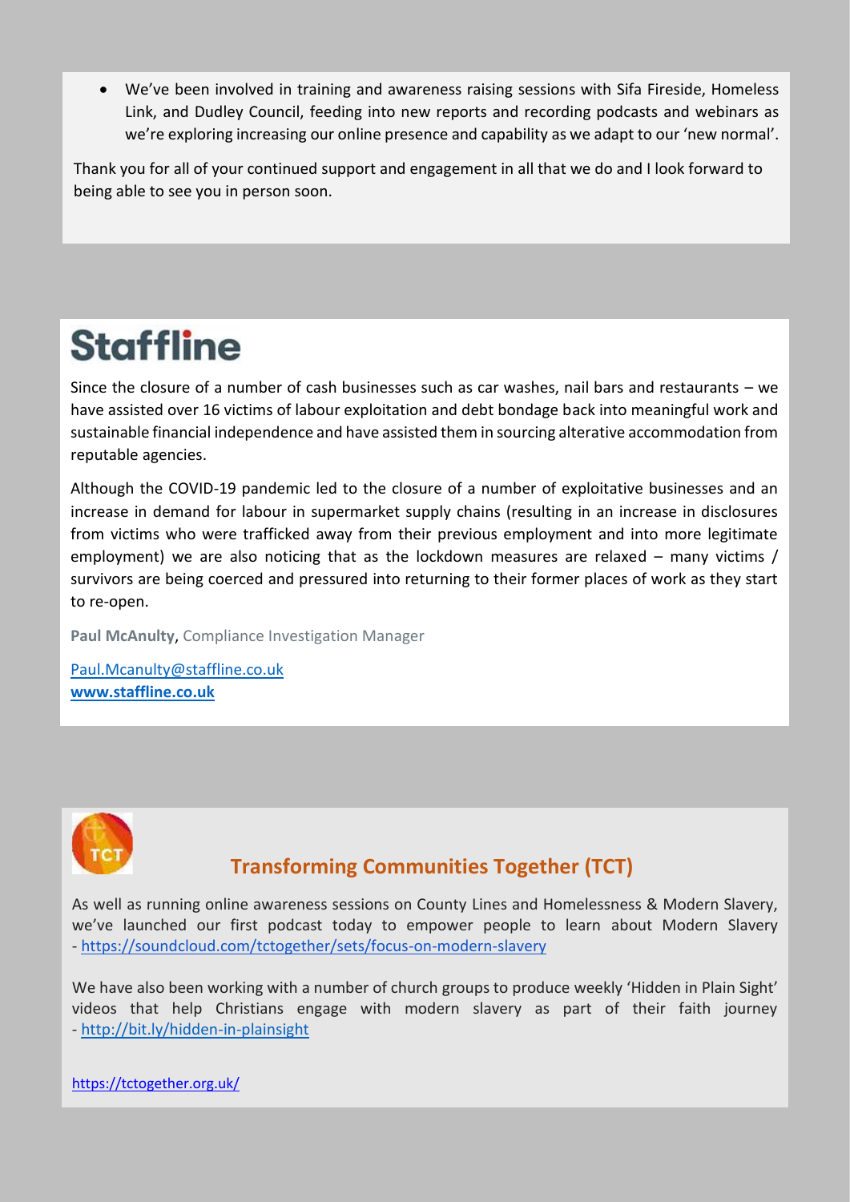- We've been involved in training and awareness raising sessions with Sifa Fireside, Homeless Link, and Dudley Council, feeding into new reports and recording podcasts and webinars as we're exploring increasing our online presence and capability as we adapt to our 'new normal'.

Thank you for all of your continued support and engagement in all that we do and I look forward to being able to see you in person soon.

# Staffline

Since the closure of a number of cash businesses such as car washes, nail bars and restaurants – we have assisted over 16 victims of labour exploitation and debt bondage back into meaningful work and sustainable financial independence and have assisted them in sourcing alterative accommodation from reputable agencies.

Although the COVID-19 pandemic led to the closure of a number of exploitative businesses and an increase in demand for labour in supermarket supply chains (resulting in an increase in disclosures from victims who were trafficked away from their previous employment and into more legitimate employment) we are also noticing that as the lockdown measures are relaxed – many victims / survivors are being coerced and pressured into returning to their former places of work as they start to re-open.

**Paul McAnulty**, Compliance Investigation Manager

Paul.Mcanulty@staffline.co.uk
**www.staffline.co.uk**

## Transforming Communities Together (TCT)

As well as running online awareness sessions on County Lines and Homelessness & Modern Slavery, we've launched our first podcast today to empower people to learn about Modern Slavery - https://soundcloud.com/tctogether/sets/focus-on-modern-slavery

We have also been working with a number of church groups to produce weekly 'Hidden in Plain Sight' videos that help Christians engage with modern slavery as part of their faith journey - http://bit.ly/hidden-in-plainsight

https://tctogether.org.uk/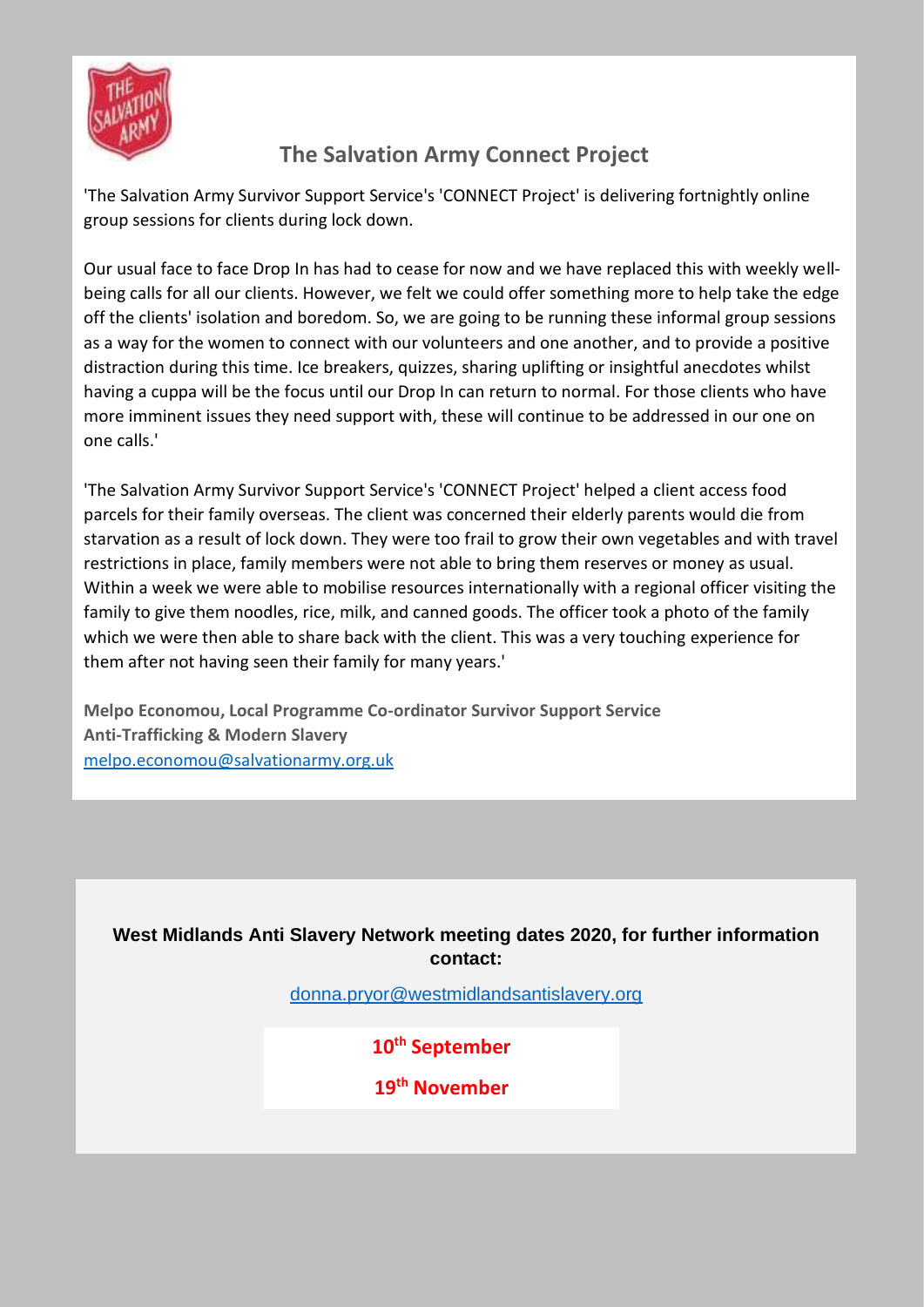## The Salvation Army Connect Project

'The Salvation Army Survivor Support Service's 'CONNECT Project' is delivering fortnightly online group sessions for clients during lock down.

Our usual face to face Drop In has had to cease for now and we have replaced this with weekly well-being calls for all our clients. However, we felt we could offer something more to help take the edge off the clients' isolation and boredom. So, we are going to be running these informal group sessions as a way for the women to connect with our volunteers and one another, and to provide a positive distraction during this time. Ice breakers, quizzes, sharing uplifting or insightful anecdotes whilst having a cuppa will be the focus until our Drop In can return to normal. For those clients who have more imminent issues they need support with, these will continue to be addressed in our one on one calls.'

'The Salvation Army Survivor Support Service's 'CONNECT Project' helped a client access food parcels for their family overseas. The client was concerned their elderly parents would die from starvation as a result of lock down. They were too frail to grow their own vegetables and with travel restrictions in place, family members were not able to bring them reserves or money as usual. Within a week we were able to mobilise resources internationally with a regional officer visiting the family to give them noodles, rice, milk, and canned goods. The officer took a photo of the family which we were then able to share back with the client. This was a very touching experience for them after not having seen their family for many years.'

**Melpo Economou, Local Programme Co-ordinator Survivor Support Service**
**Anti-Trafficking & Modern Slavery**
melpo.economou@salvationarmy.org.uk

**West Midlands Anti Slavery Network meeting dates 2020, for further information contact:**

donna.pryor@westmidlandsantislavery.org

**10th September**

**19th November**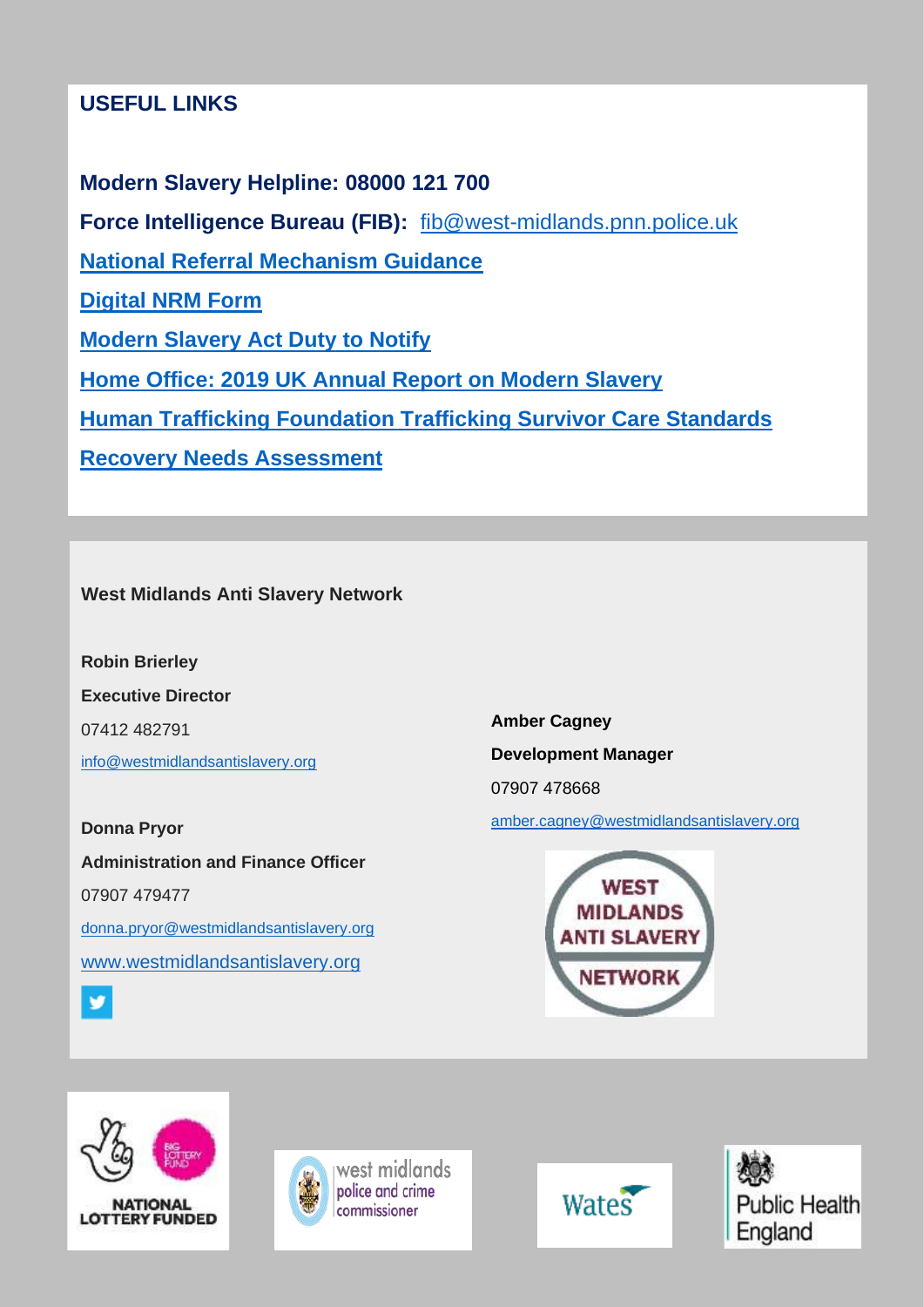## USEFUL LINKS

**Modern Slavery Helpline: 08000 121 700**

**Force Intelligence Bureau (FIB):** fib@west-midlands.pnn.police.uk

**National Referral Mechanism Guidance**

**Digital NRM Form**

**Modern Slavery Act Duty to Notify**

**Home Office: 2019 UK Annual Report on Modern Slavery**

**Human Trafficking Foundation Trafficking Survivor Care Standards**

**Recovery Needs Assessment**

**West Midlands Anti Slavery Network**

**Robin Brierley**
**Executive Director**
07412 482791
info@westmidlandsantislavery.org

**Donna Pryor**
**Administration and Finance Officer**
07907 479477
donna.pryor@westmidlandsantislavery.org

www.westmidlandsantislavery.org

**Amber Cagney**
**Development Manager**
07907 478668
amber.cagney@westmidlandsantislavery.org